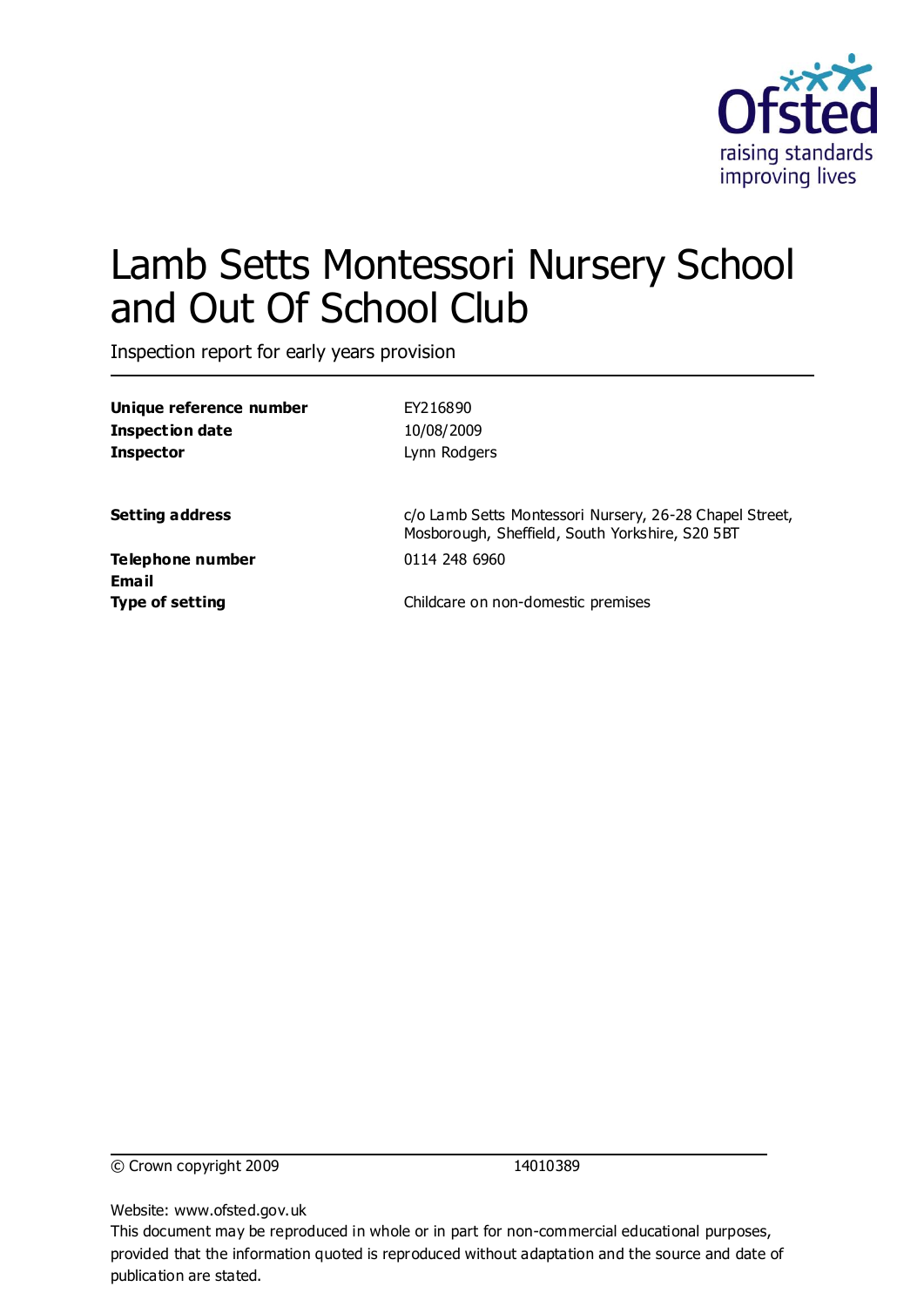# Lamb Setts Montessori Nursery School and Out Of School Club

Inspection report for early years provision

| | |
|---|---|
| **Unique reference number** | EY216890 |
| **Inspection date** | 10/08/2009 |
| **Inspector** | Lynn Rodgers |
| | |
| **Setting address** | c/o Lamb Setts Montessori Nursery, 26-28 Chapel Street, Mosborough, Sheffield, South Yorkshire, S20 5BT |
| **Telephone number** | 0114 248 6960 |
| **Email** | |
| **Type of setting** | Childcare on non-domestic premises |

© Crown copyright 2009 14010389

Website: www.ofsted.gov.uk

This document may be reproduced in whole or in part for non-commercial educational purposes, provided that the information quoted is reproduced without adaptation and the source and date of publication are stated.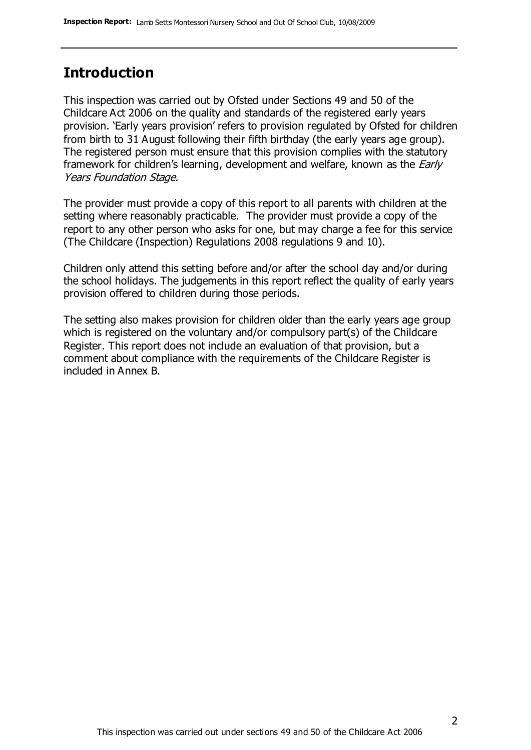## Introduction

This inspection was carried out by Ofsted under Sections 49 and 50 of the Childcare Act 2006 on the quality and standards of the registered early years provision. 'Early years provision' refers to provision regulated by Ofsted for children from birth to 31 August following their fifth birthday (the early years age group). The registered person must ensure that this provision complies with the statutory framework for children's learning, development and welfare, known as the *Early Years Foundation Stage.*

The provider must provide a copy of this report to all parents with children at the setting where reasonably practicable. The provider must provide a copy of the report to any other person who asks for one, but may charge a fee for this service (The Childcare (Inspection) Regulations 2008 regulations 9 and 10).

Children only attend this setting before and/or after the school day and/or during the school holidays. The judgements in this report reflect the quality of early years provision offered to children during those periods.

The setting also makes provision for children older than the early years age group which is registered on the voluntary and/or compulsory part(s) of the Childcare Register. This report does not include an evaluation of that provision, but a comment about compliance with the requirements of the Childcare Register is included in Annex B.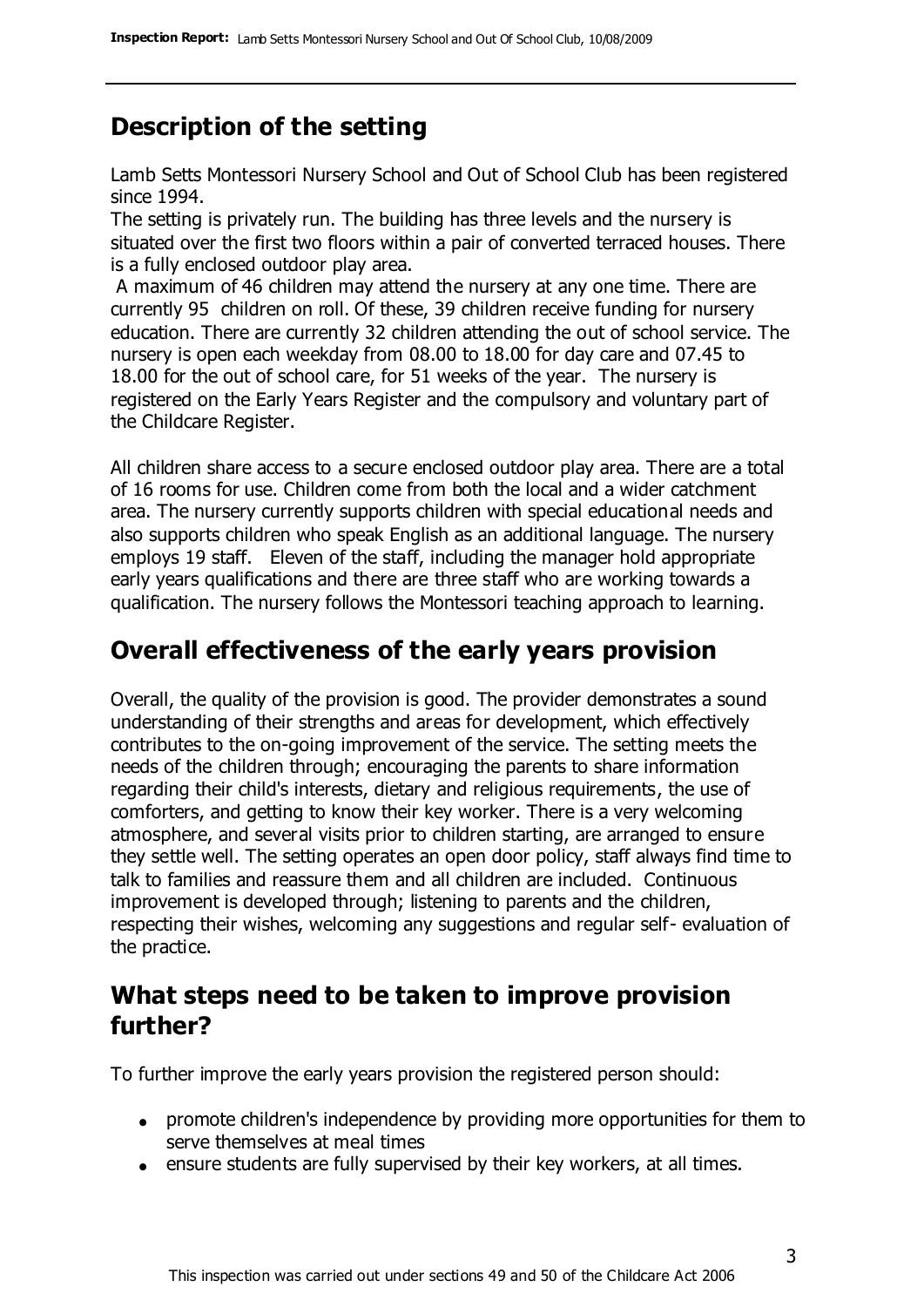## Description of the setting

Lamb Setts Montessori Nursery School and Out of School Club has been registered since 1994.

The setting is privately run. The building has three levels and the nursery is situated over the first two floors within a pair of converted terraced houses. There is a fully enclosed outdoor play area.

A maximum of 46 children may attend the nursery at any one time. There are currently 95 children on roll. Of these, 39 children receive funding for nursery education. There are currently 32 children attending the out of school service. The nursery is open each weekday from 08.00 to 18.00 for day care and 07.45 to 18.00 for the out of school care, for 51 weeks of the year. The nursery is registered on the Early Years Register and the compulsory and voluntary part of the Childcare Register.

All children share access to a secure enclosed outdoor play area. There are a total of 16 rooms for use. Children come from both the local and a wider catchment area. The nursery currently supports children with special educational needs and also supports children who speak English as an additional language. The nursery employs 19 staff. Eleven of the staff, including the manager hold appropriate early years qualifications and there are three staff who are working towards a qualification. The nursery follows the Montessori teaching approach to learning.

## Overall effectiveness of the early years provision

Overall, the quality of the provision is good. The provider demonstrates a sound understanding of their strengths and areas for development, which effectively contributes to the on-going improvement of the service. The setting meets the needs of the children through; encouraging the parents to share information regarding their child's interests, dietary and religious requirements, the use of comforters, and getting to know their key worker. There is a very welcoming atmosphere, and several visits prior to children starting, are arranged to ensure they settle well. The setting operates an open door policy, staff always find time to talk to families and reassure them and all children are included. Continuous improvement is developed through; listening to parents and the children, respecting their wishes, welcoming any suggestions and regular self- evaluation of the practice.

## What steps need to be taken to improve provision further?

To further improve the early years provision the registered person should:

- promote children's independence by providing more opportunities for them to serve themselves at meal times
- ensure students are fully supervised by their key workers, at all times.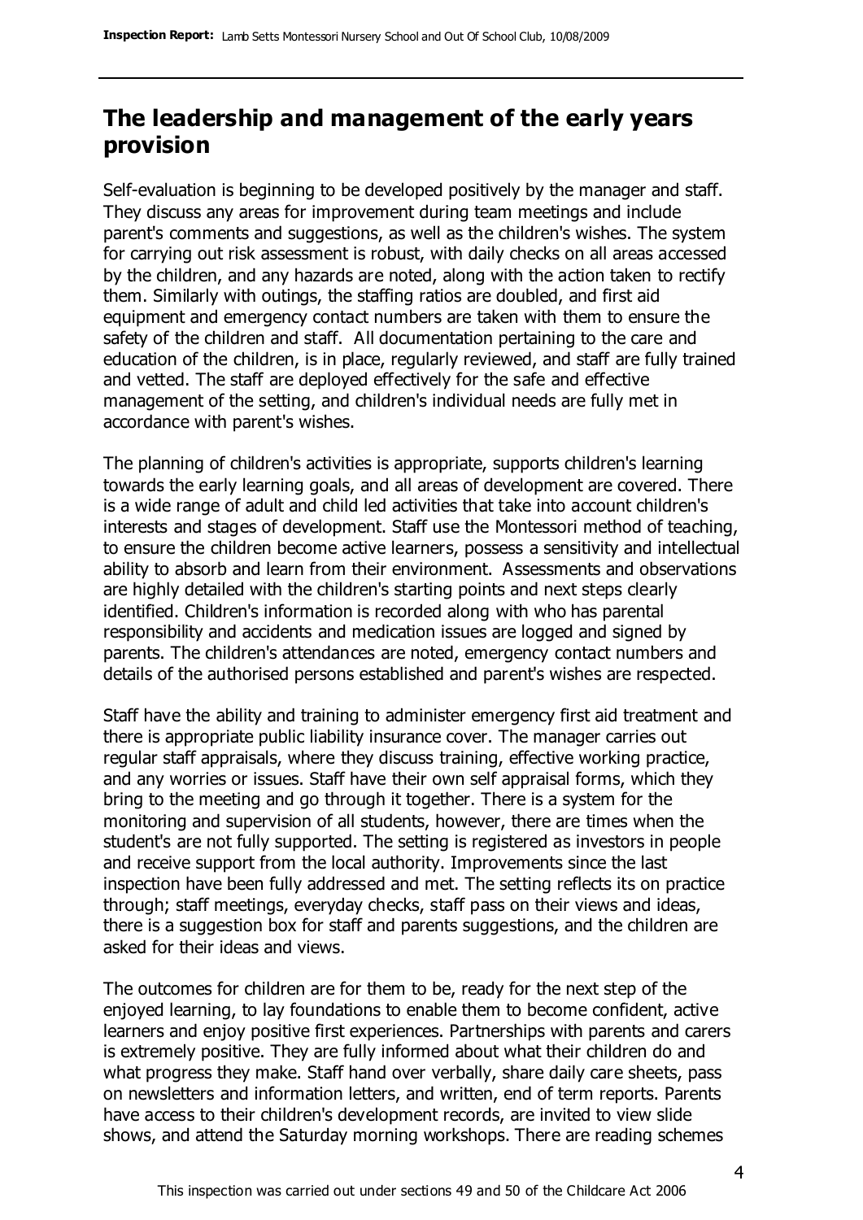## The leadership and management of the early years provision

Self-evaluation is beginning to be developed positively by the manager and staff. They discuss any areas for improvement during team meetings and include parent's comments and suggestions, as well as the children's wishes. The system for carrying out risk assessment is robust, with daily checks on all areas accessed by the children, and any hazards are noted, along with the action taken to rectify them. Similarly with outings, the staffing ratios are doubled, and first aid equipment and emergency contact numbers are taken with them to ensure the safety of the children and staff. All documentation pertaining to the care and education of the children, is in place, regularly reviewed, and staff are fully trained and vetted. The staff are deployed effectively for the safe and effective management of the setting, and children's individual needs are fully met in accordance with parent's wishes.

The planning of children's activities is appropriate, supports children's learning towards the early learning goals, and all areas of development are covered. There is a wide range of adult and child led activities that take into account children's interests and stages of development. Staff use the Montessori method of teaching, to ensure the children become active learners, possess a sensitivity and intellectual ability to absorb and learn from their environment. Assessments and observations are highly detailed with the children's starting points and next steps clearly identified. Children's information is recorded along with who has parental responsibility and accidents and medication issues are logged and signed by parents. The children's attendances are noted, emergency contact numbers and details of the authorised persons established and parent's wishes are respected.

Staff have the ability and training to administer emergency first aid treatment and there is appropriate public liability insurance cover. The manager carries out regular staff appraisals, where they discuss training, effective working practice, and any worries or issues. Staff have their own self appraisal forms, which they bring to the meeting and go through it together. There is a system for the monitoring and supervision of all students, however, there are times when the student's are not fully supported. The setting is registered as investors in people and receive support from the local authority. Improvements since the last inspection have been fully addressed and met. The setting reflects its on practice through; staff meetings, everyday checks, staff pass on their views and ideas, there is a suggestion box for staff and parents suggestions, and the children are asked for their ideas and views.

The outcomes for children are for them to be, ready for the next step of the enjoyed learning, to lay foundations to enable them to become confident, active learners and enjoy positive first experiences. Partnerships with parents and carers is extremely positive. They are fully informed about what their children do and what progress they make. Staff hand over verbally, share daily care sheets, pass on newsletters and information letters, and written, end of term reports. Parents have access to their children's development records, are invited to view slide shows, and attend the Saturday morning workshops. There are reading schemes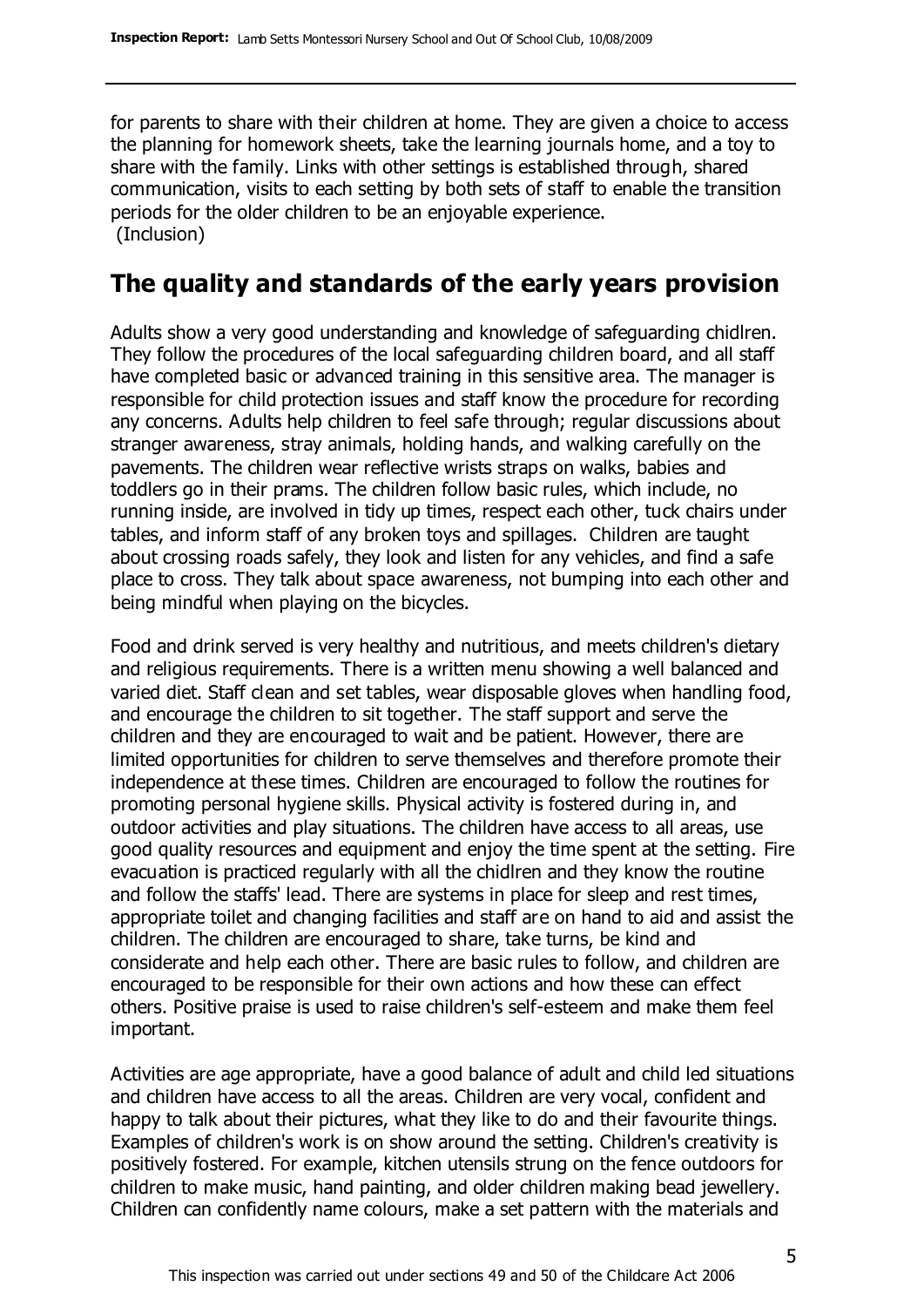for parents to share with their children at home. They are given a choice to access the planning for homework sheets, take the learning journals home, and a toy to share with the family. Links with other settings is established through, shared communication, visits to each setting by both sets of staff to enable the transition periods for the older children to be an enjoyable experience.
(Inclusion)

## The quality and standards of the early years provision

Adults show a very good understanding and knowledge of safeguarding chidlren. They follow the procedures of the local safeguarding children board, and all staff have completed basic or advanced training in this sensitive area. The manager is responsible for child protection issues and staff know the procedure for recording any concerns. Adults help children to feel safe through; regular discussions about stranger awareness, stray animals, holding hands, and walking carefully on the pavements. The children wear reflective wrists straps on walks, babies and toddlers go in their prams. The children follow basic rules, which include, no running inside, are involved in tidy up times, respect each other, tuck chairs under tables, and inform staff of any broken toys and spillages. Children are taught about crossing roads safely, they look and listen for any vehicles, and find a safe place to cross. They talk about space awareness, not bumping into each other and being mindful when playing on the bicycles.

Food and drink served is very healthy and nutritious, and meets children's dietary and religious requirements. There is a written menu showing a well balanced and varied diet. Staff clean and set tables, wear disposable gloves when handling food, and encourage the children to sit together. The staff support and serve the children and they are encouraged to wait and be patient. However, there are limited opportunities for children to serve themselves and therefore promote their independence at these times. Children are encouraged to follow the routines for promoting personal hygiene skills. Physical activity is fostered during in, and outdoor activities and play situations. The children have access to all areas, use good quality resources and equipment and enjoy the time spent at the setting. Fire evacuation is practiced regularly with all the chidlren and they know the routine and follow the staffs' lead. There are systems in place for sleep and rest times, appropriate toilet and changing facilities and staff are on hand to aid and assist the children. The children are encouraged to share, take turns, be kind and considerate and help each other. There are basic rules to follow, and children are encouraged to be responsible for their own actions and how these can effect others. Positive praise is used to raise children's self-esteem and make them feel important.

Activities are age appropriate, have a good balance of adult and child led situations and children have access to all the areas. Children are very vocal, confident and happy to talk about their pictures, what they like to do and their favourite things. Examples of children's work is on show around the setting. Children's creativity is positively fostered. For example, kitchen utensils strung on the fence outdoors for children to make music, hand painting, and older children making bead jewellery. Children can confidently name colours, make a set pattern with the materials and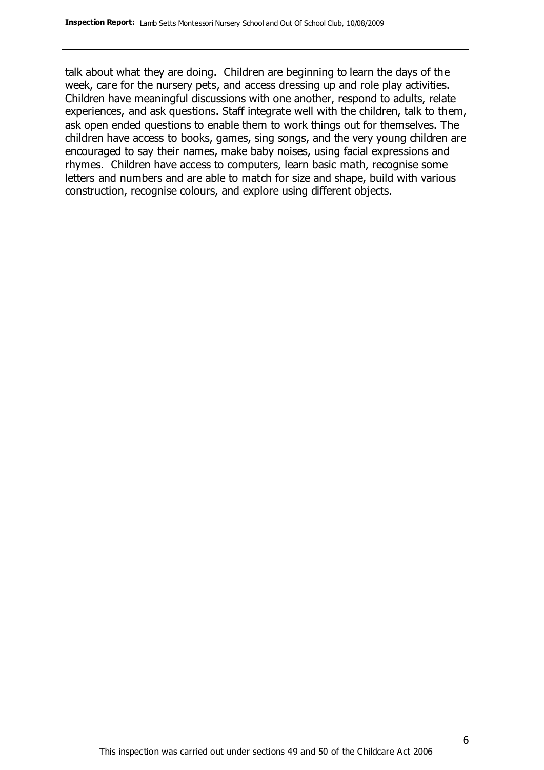talk about what they are doing. Children are beginning to learn the days of the week, care for the nursery pets, and access dressing up and role play activities. Children have meaningful discussions with one another, respond to adults, relate experiences, and ask questions. Staff integrate well with the children, talk to them, ask open ended questions to enable them to work things out for themselves. The children have access to books, games, sing songs, and the very young children are encouraged to say their names, make baby noises, using facial expressions and rhymes. Children have access to computers, learn basic math, recognise some letters and numbers and are able to match for size and shape, build with various construction, recognise colours, and explore using different objects.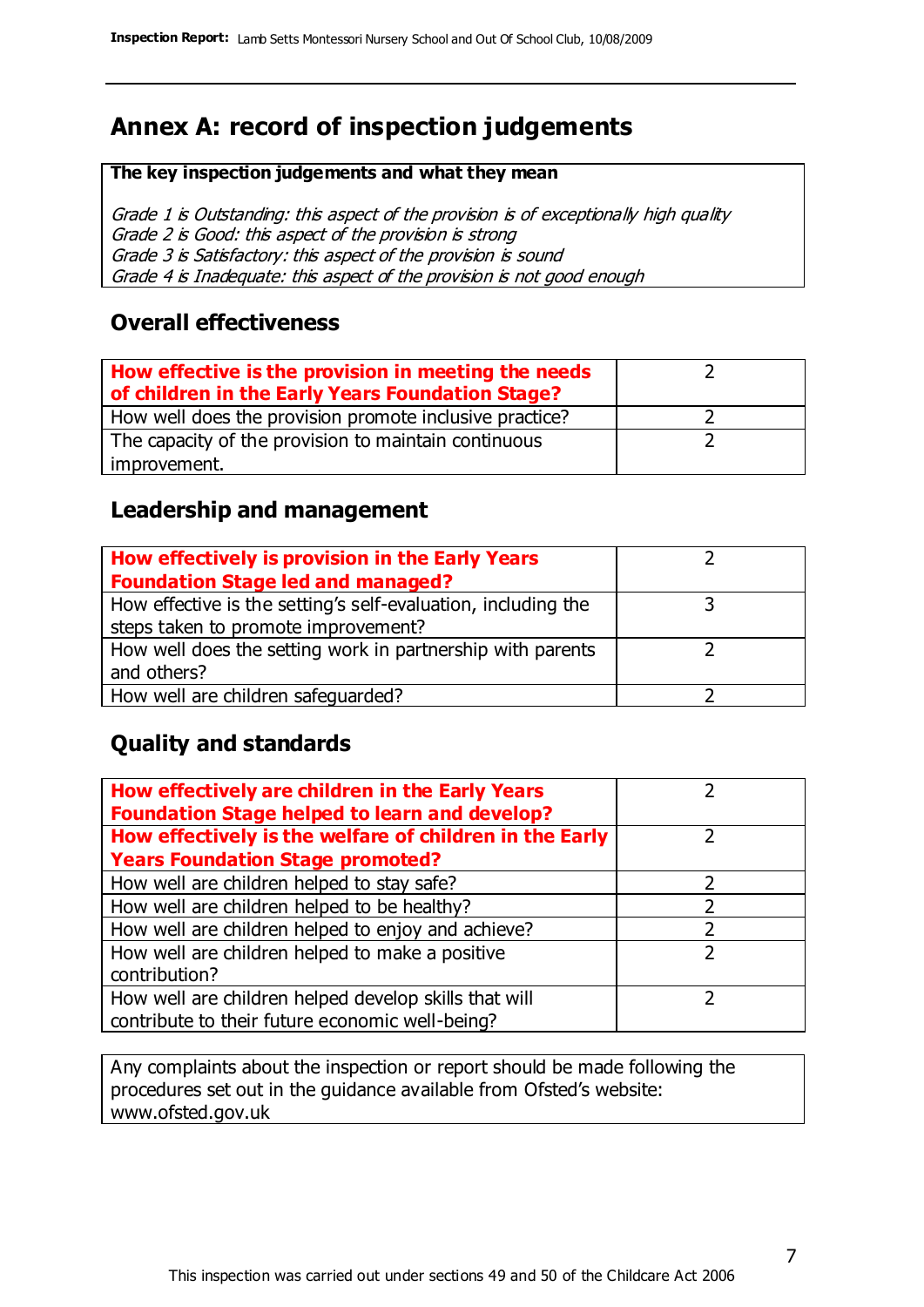# Annex A: record of inspection judgements

**The key inspection judgements and what they mean**

*Grade 1 is Outstanding: this aspect of the provision is of exceptionally high quality*
*Grade 2 is Good: this aspect of the provision is strong*
*Grade 3 is Satisfactory: this aspect of the provision is sound*
*Grade 4 is Inadequate: this aspect of the provision is not good enough*

## Overall effectiveness

| | |
|---|---|
| **How effective is the provision in meeting the needs of children in the Early Years Foundation Stage?** | 2 |
| How well does the provision promote inclusive practice? | 2 |
| The capacity of the provision to maintain continuous improvement. | 2 |

## Leadership and management

| | |
|---|---|
| **How effectively is provision in the Early Years Foundation Stage led and managed?** | 2 |
| How effective is the setting's self-evaluation, including the steps taken to promote improvement? | 3 |
| How well does the setting work in partnership with parents and others? | 2 |
| How well are children safeguarded? | 2 |

## Quality and standards

| | |
|---|---|
| **How effectively are children in the Early Years Foundation Stage helped to learn and develop?** | 2 |
| **How effectively is the welfare of children in the Early Years Foundation Stage promoted?** | 2 |
| How well are children helped to stay safe? | 2 |
| How well are children helped to be healthy? | 2 |
| How well are children helped to enjoy and achieve? | 2 |
| How well are children helped to make a positive contribution? | 2 |
| How well are children helped develop skills that will contribute to their future economic well-being? | 2 |

Any complaints about the inspection or report should be made following the procedures set out in the guidance available from Ofsted's website: www.ofsted.gov.uk

This inspection was carried out under sections 49 and 50 of the Childcare Act 2006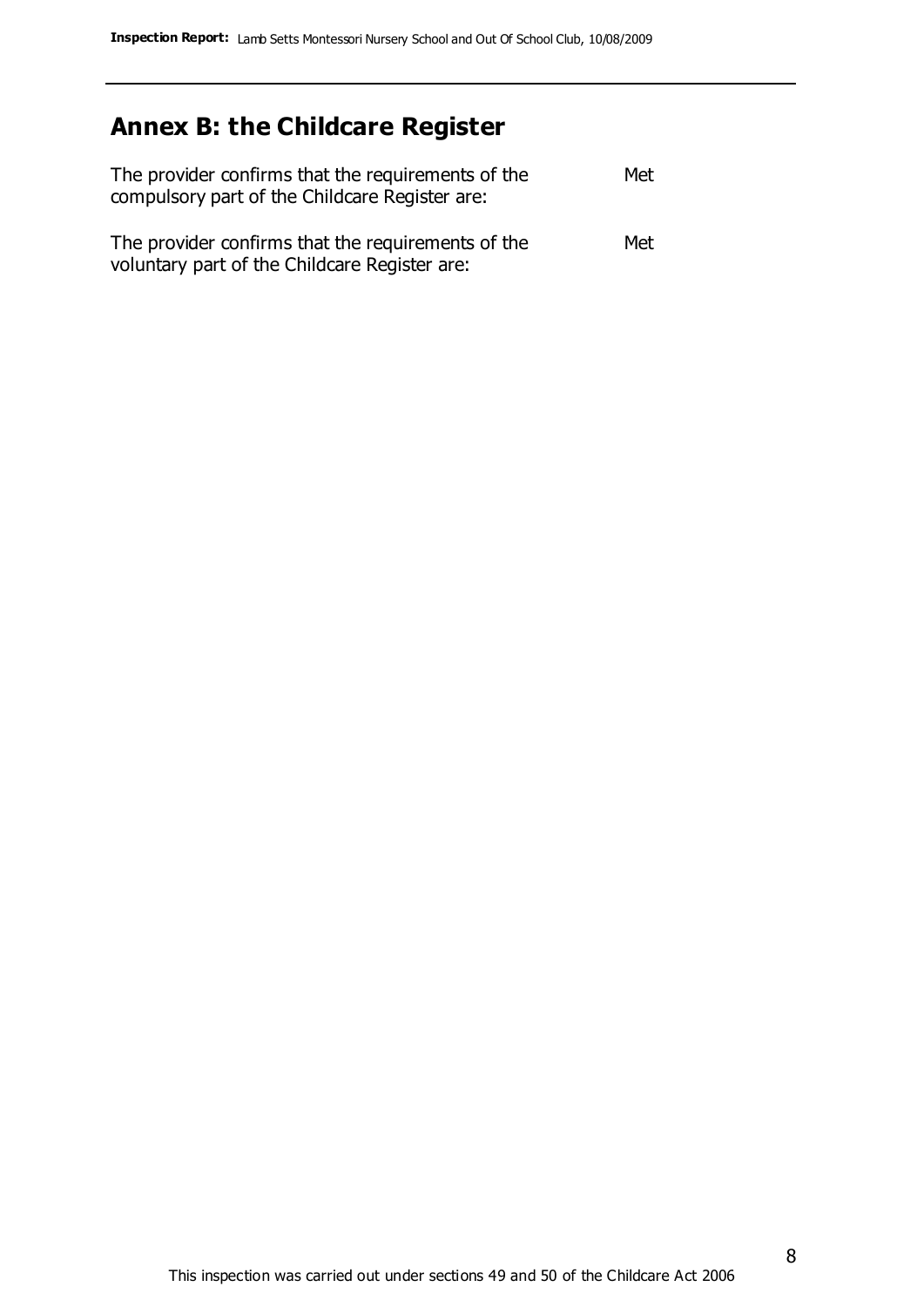## Annex B: the Childcare Register

| | |
|---|---|
| The provider confirms that the requirements of the compulsory part of the Childcare Register are: | Met |
| The provider confirms that the requirements of the voluntary part of the Childcare Register are: | Met |

This inspection was carried out under sections 49 and 50 of the Childcare Act 2006